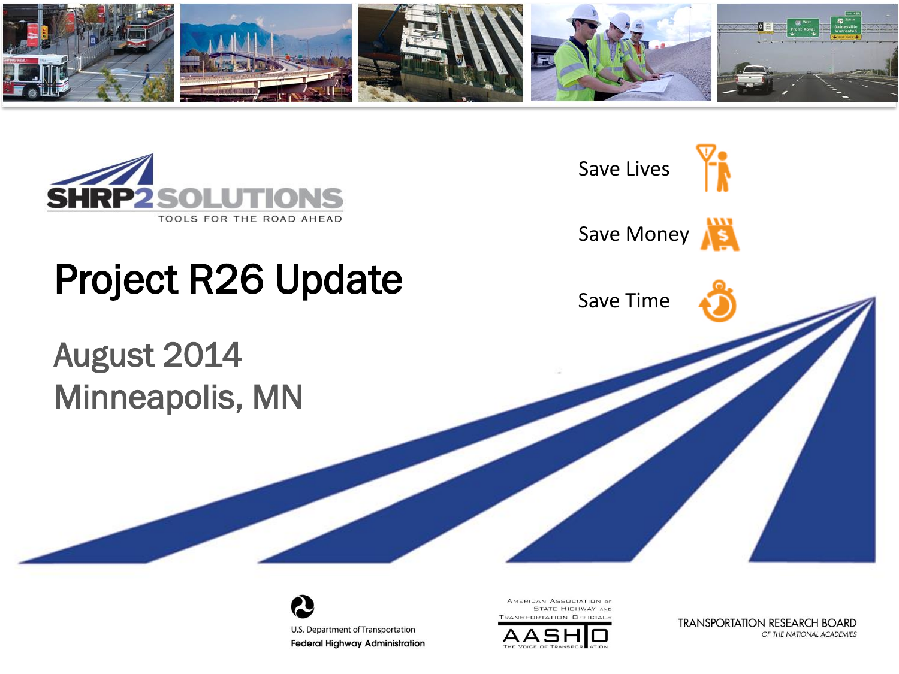SHRP2 SOLUTIONS

TOOLS FOR THE ROAD AHEAD

# Project R26 Update

## August 2014
## Minneapolis, MN

Save Lives

Save Money

Save Time

U.S. Department of Transportation
**Federal Highway Administration**

American Association of State Highway and Transportation Officials
AASHTO
The Voice of Transportation

TRANSPORTATION RESEARCH BOARD
*OF THE NATIONAL ACADEMIES*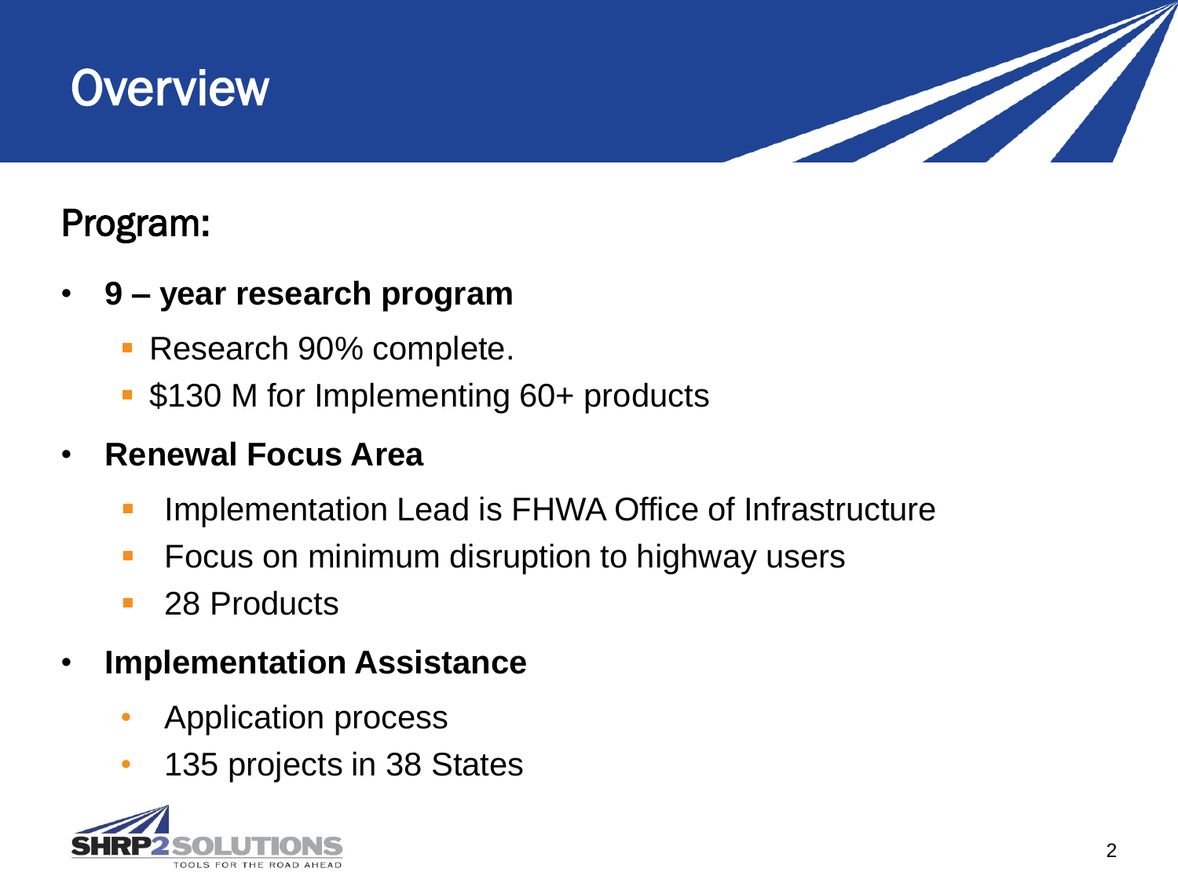# Overview

## Program:

- **9 – year research program**
  - Research 90% complete.
  - $130 M for Implementing 60+ products
- **Renewal Focus Area**
  - Implementation Lead is FHWA Office of Infrastructure
  - Focus on minimum disruption to highway users
  - 28 Products
- **Implementation Assistance**
  - Application process
  - 135 projects in 38 States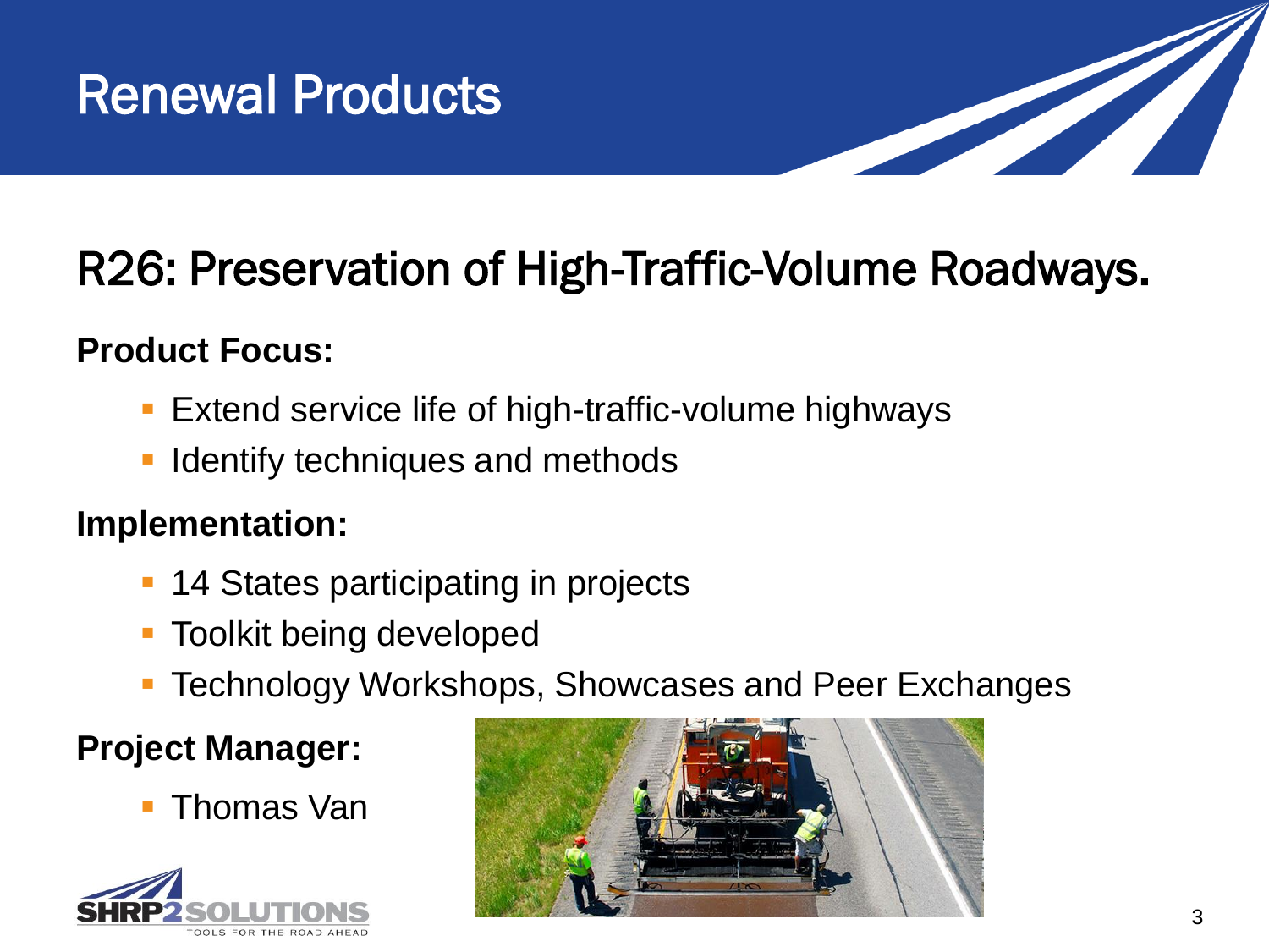# Renewal Products

## R26: Preservation of High-Traffic-Volume Roadways.

**Product Focus:**

- Extend service life of high-traffic-volume highways
- Identify techniques and methods

**Implementation:**

- 14 States participating in projects
- Toolkit being developed
- Technology Workshops, Showcases and Peer Exchanges

**Project Manager:**

- Thomas Van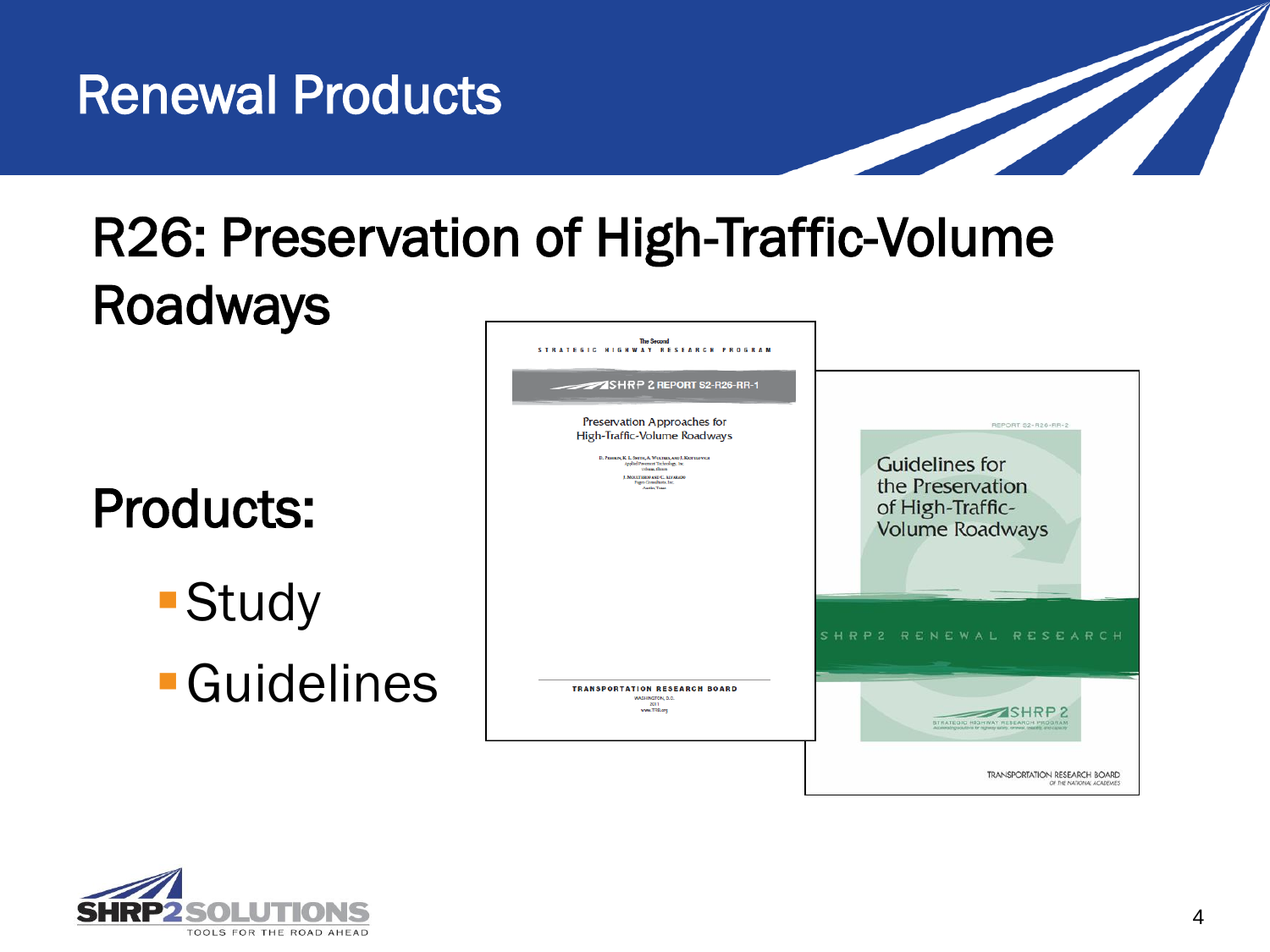# Renewal Products

## R26: Preservation of High-Traffic-Volume Roadways

## Products:

- Study
- Guidelines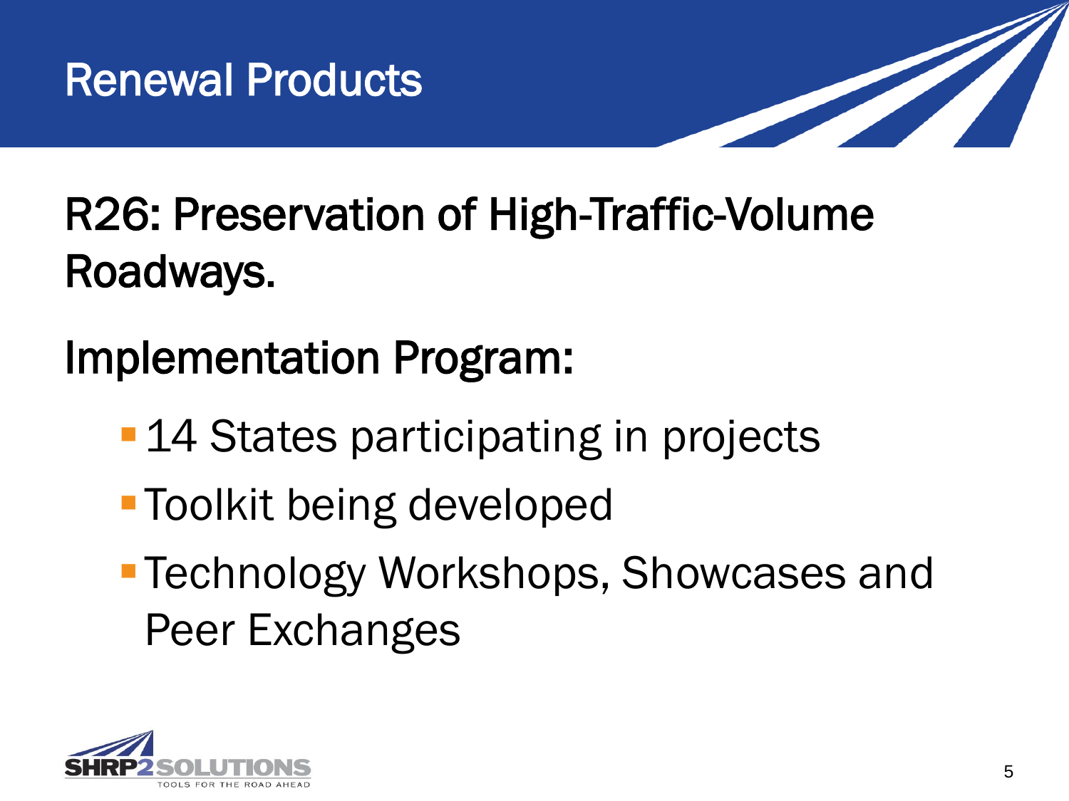# Renewal Products

R26: Preservation of High-Traffic-Volume Roadways.

Implementation Program:

- 14 States participating in projects
- Toolkit being developed
- Technology Workshops, Showcases and Peer Exchanges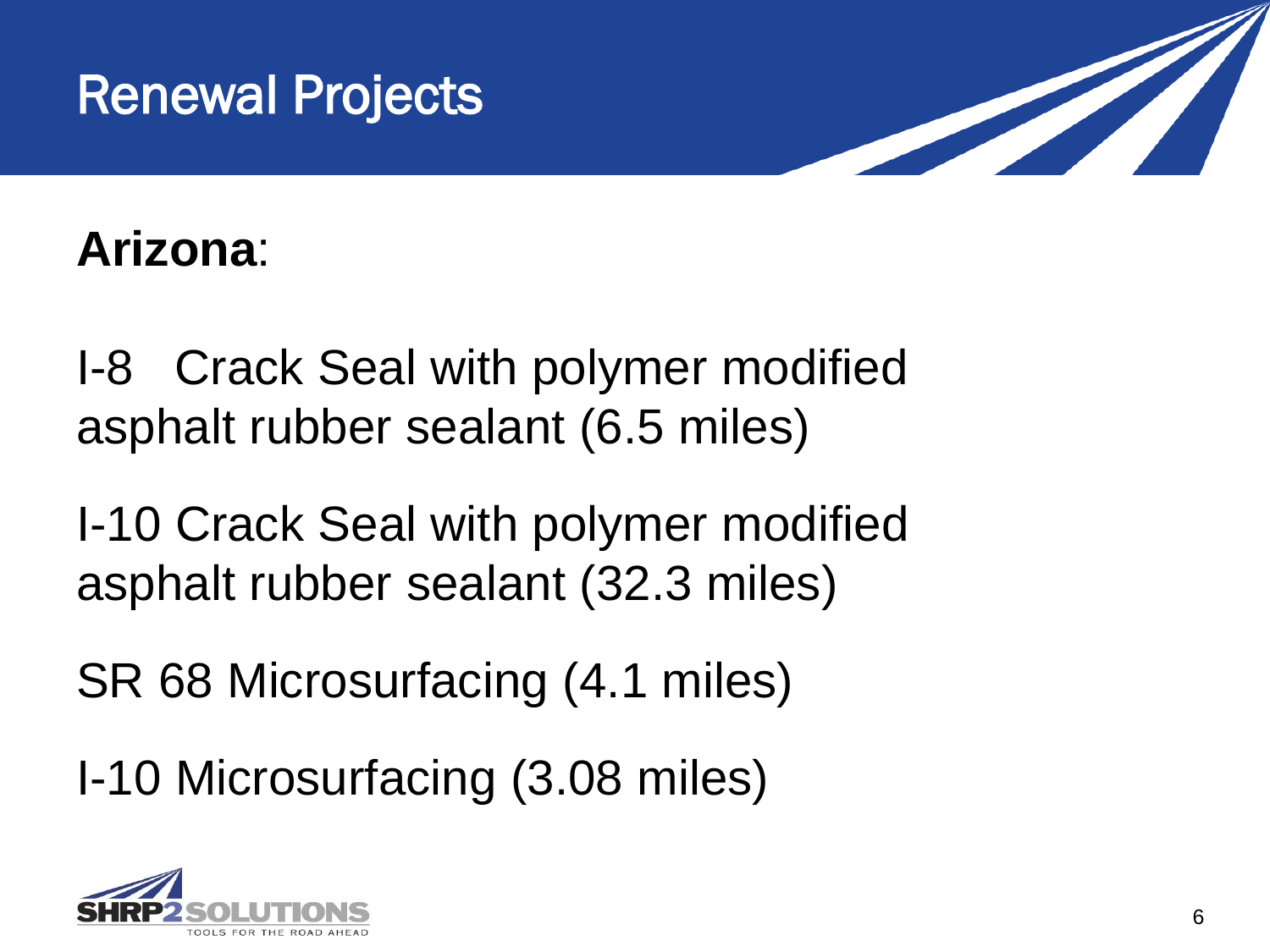# Renewal Projects

**Arizona**:

I-8 Crack Seal with polymer modified asphalt rubber sealant (6.5 miles)

I-10 Crack Seal with polymer modified asphalt rubber sealant (32.3 miles)

SR 68 Microsurfacing (4.1 miles)

I-10 Microsurfacing (3.08 miles)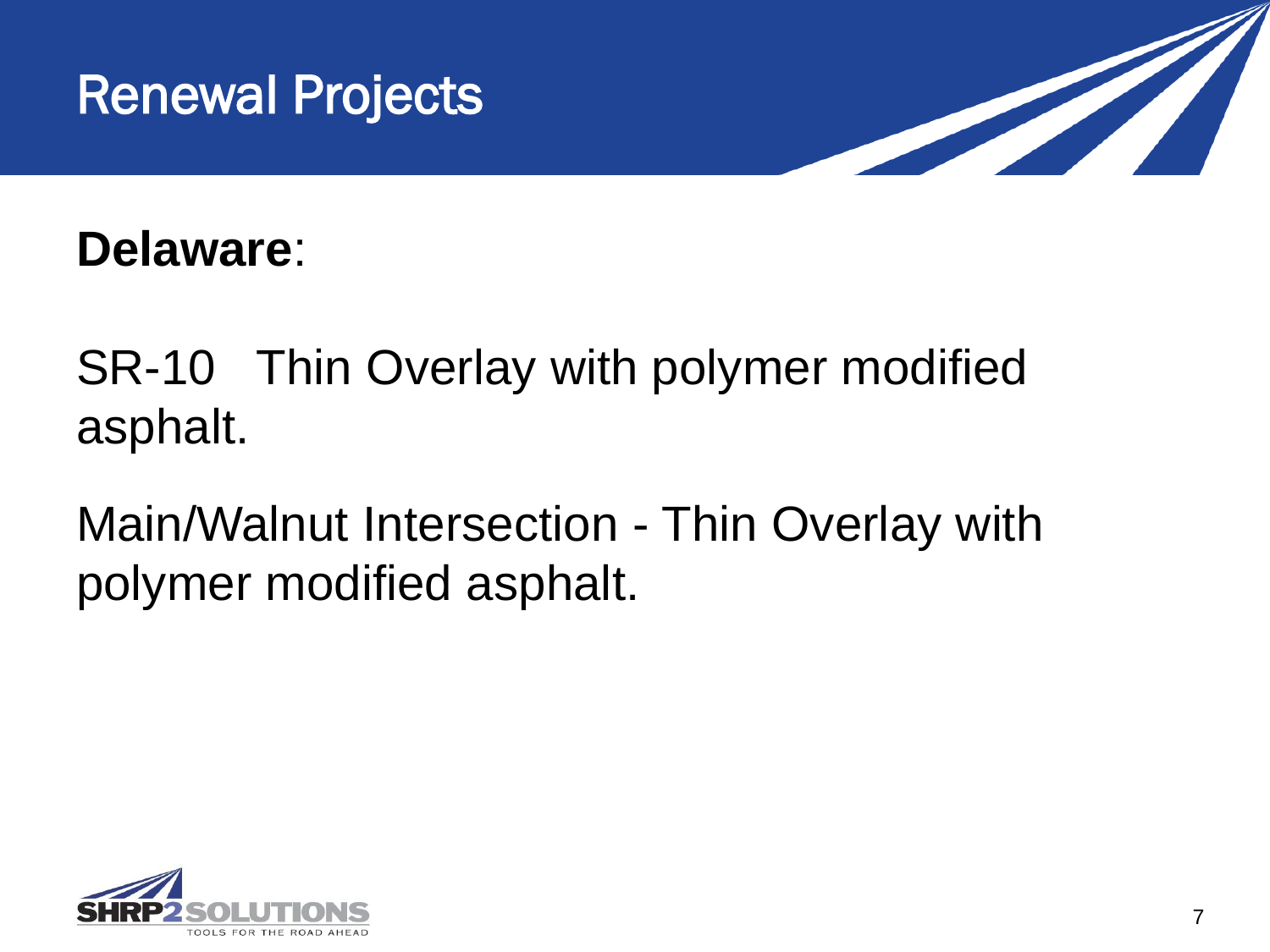# Renewal Projects

**Delaware**:

SR-10   Thin Overlay with polymer modified asphalt.

Main/Walnut Intersection - Thin Overlay with polymer modified asphalt.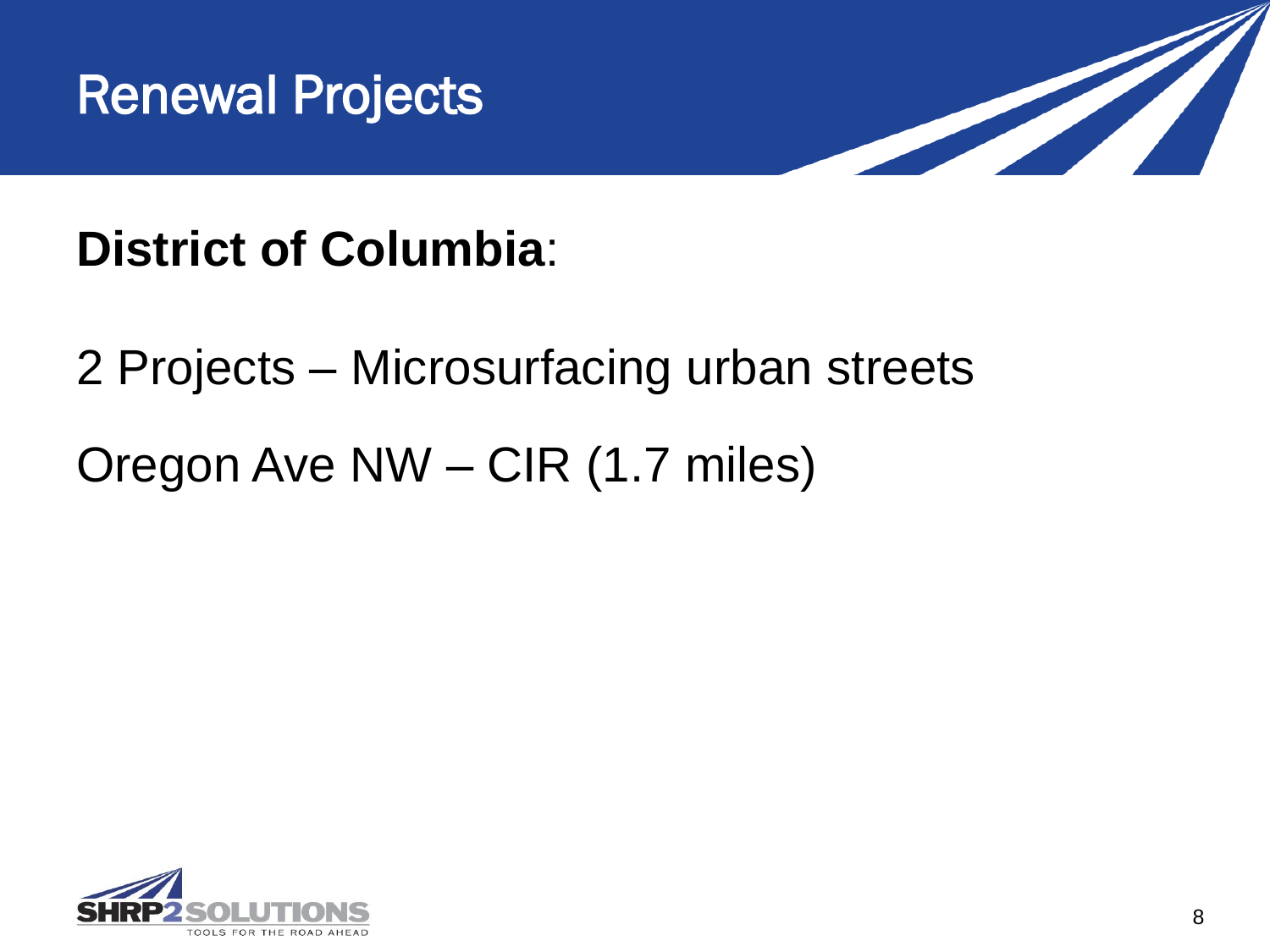# Renewal Projects

**District of Columbia**:

2 Projects – Microsurfacing urban streets

Oregon Ave NW – CIR (1.7 miles)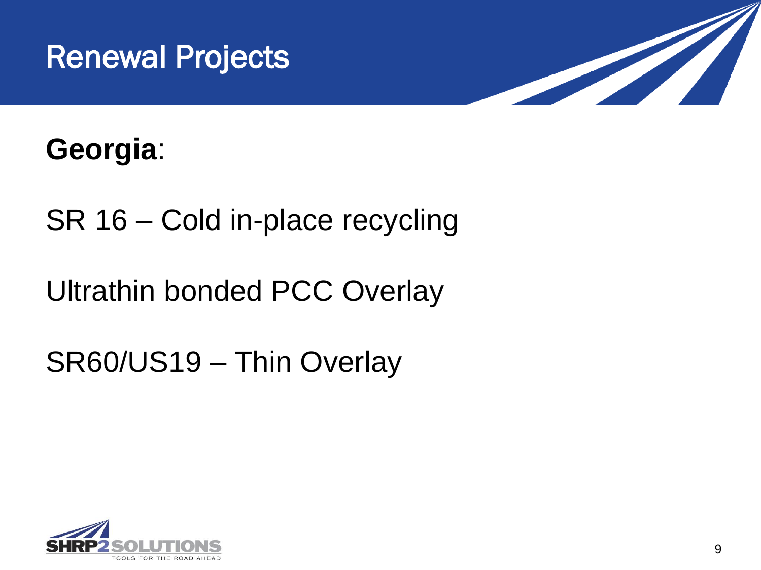# Renewal Projects

**Georgia**:

SR 16 – Cold in-place recycling

Ultrathin bonded PCC Overlay

SR60/US19 – Thin Overlay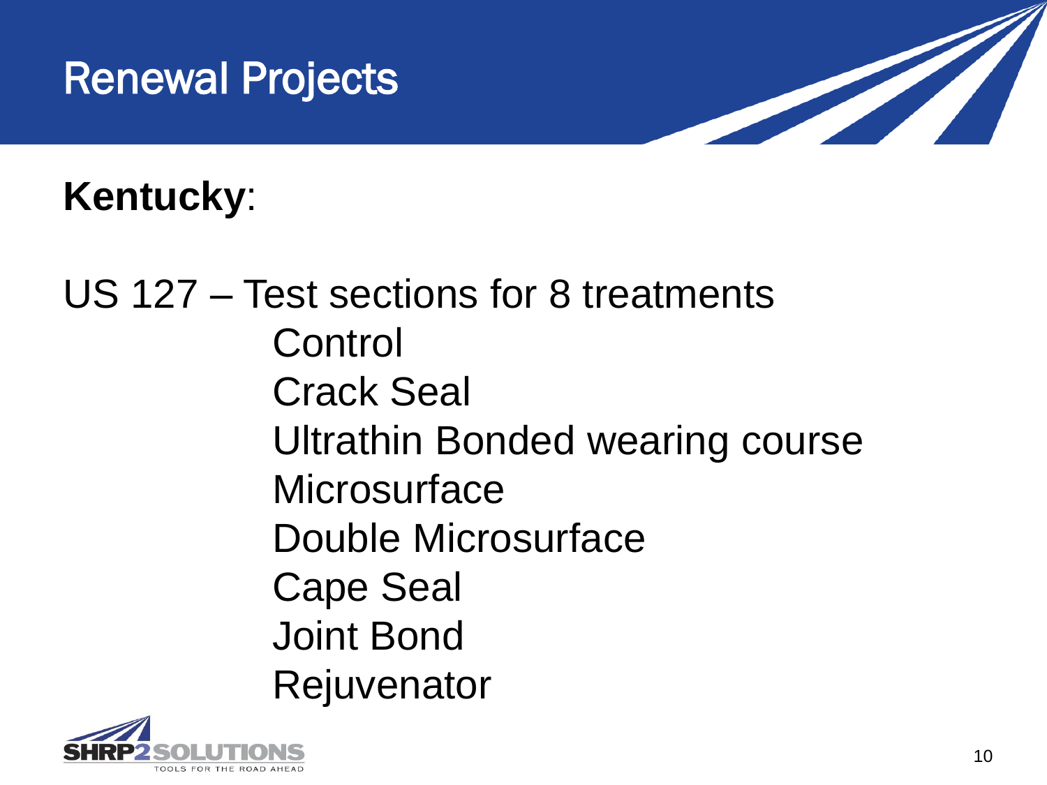# Renewal Projects

**Kentucky**:

US 127 – Test sections for 8 treatments

- Control
- Crack Seal
- Ultrathin Bonded wearing course
- Microsurface
- Double Microsurface
- Cape Seal
- Joint Bond
- Rejuvenator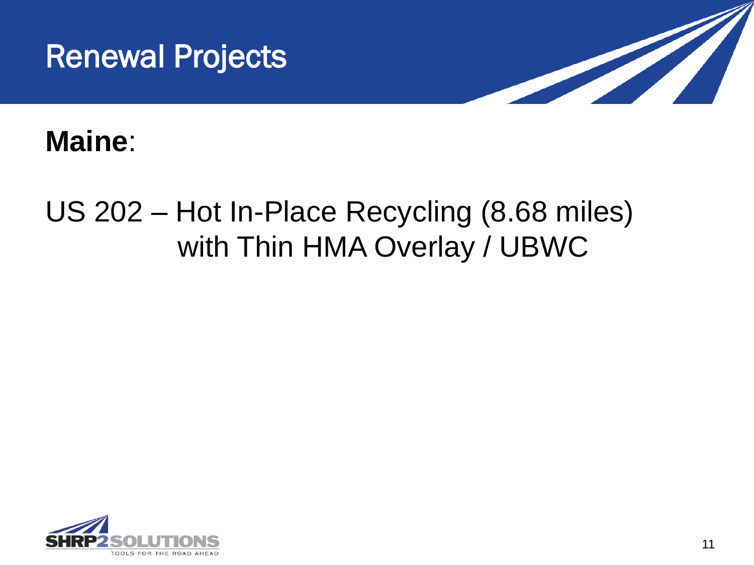# Renewal Projects

**Maine**:

US 202 – Hot In-Place Recycling (8.68 miles) with Thin HMA Overlay / UBWC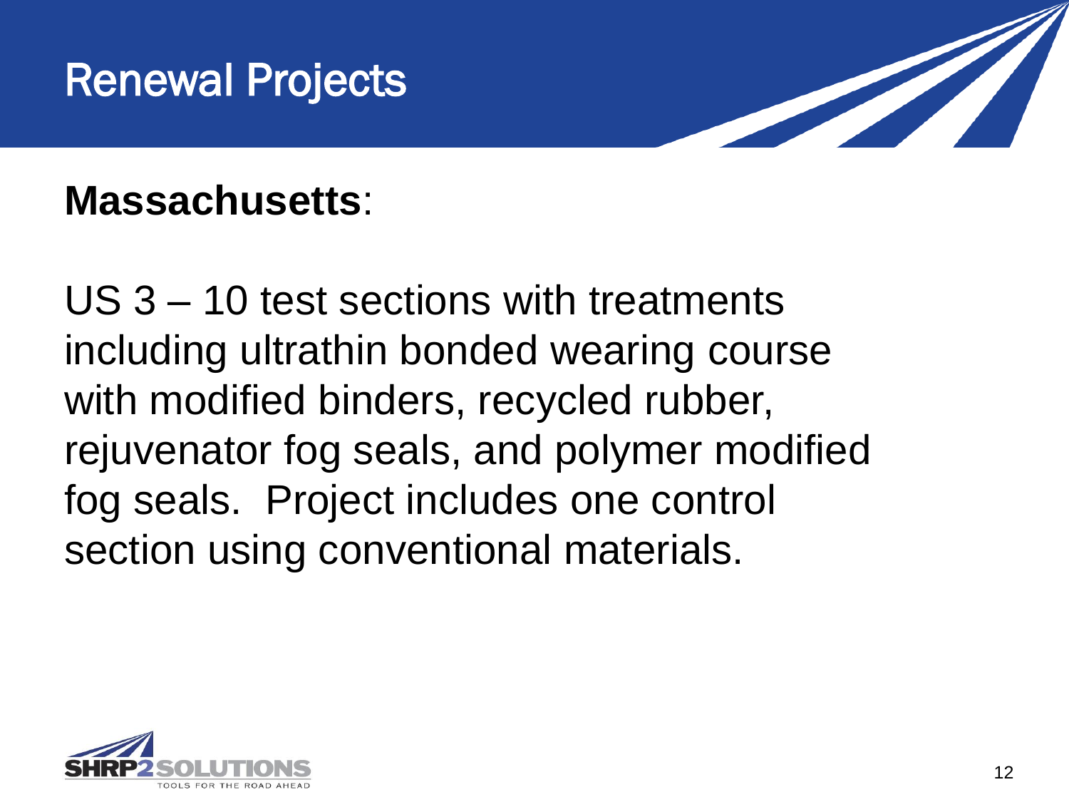# Renewal Projects

**Massachusetts**:

US 3 – 10 test sections with treatments including ultrathin bonded wearing course with modified binders, recycled rubber, rejuvenator fog seals, and polymer modified fog seals. Project includes one control section using conventional materials.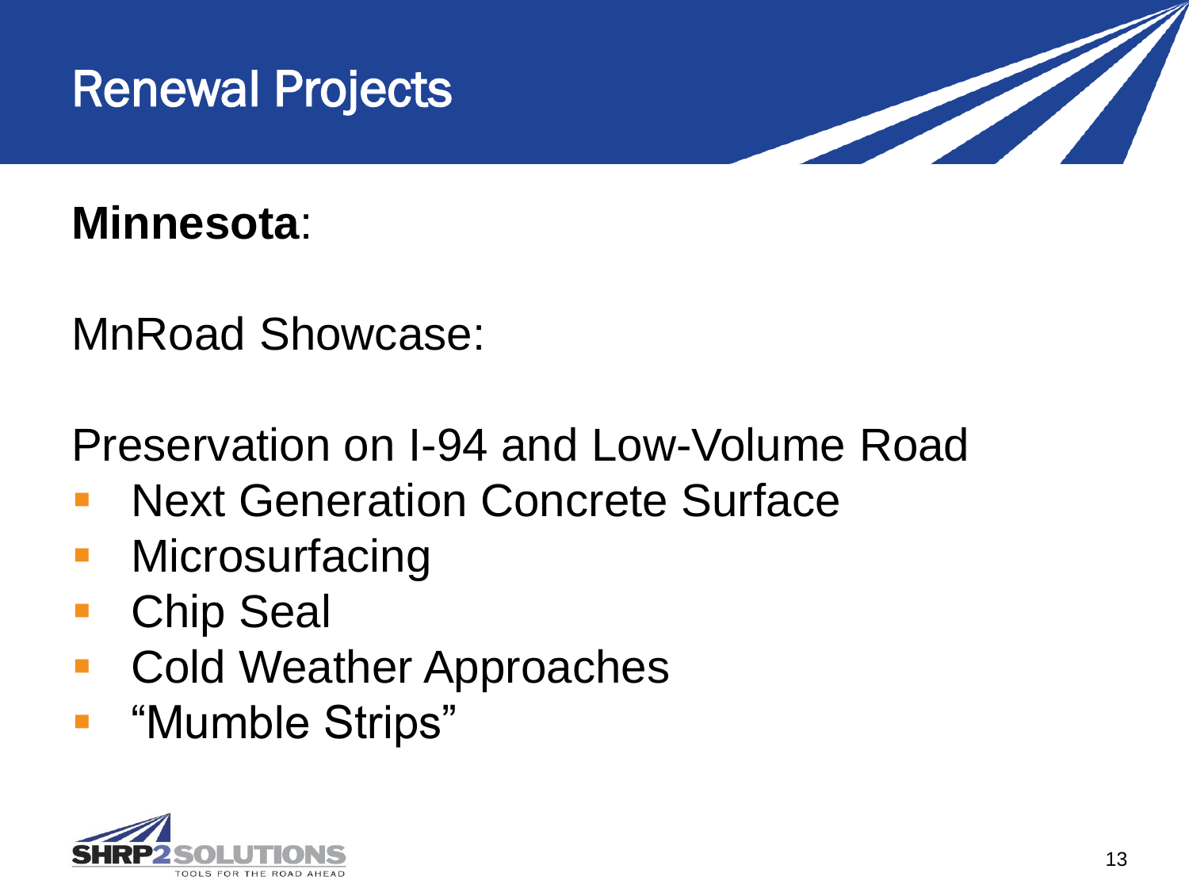# Renewal Projects

**Minnesota**:

MnRoad Showcase:

Preservation on I-94 and Low-Volume Road

- Next Generation Concrete Surface
- Microsurfacing
- Chip Seal
- Cold Weather Approaches
- "Mumble Strips"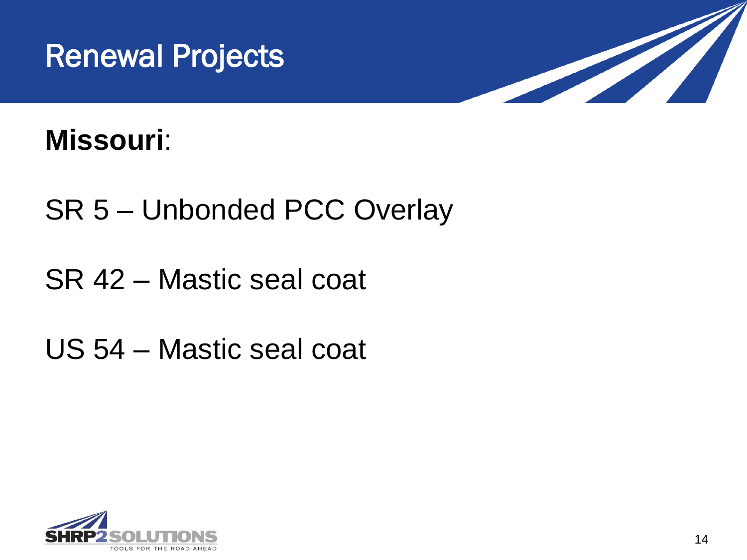# Renewal Projects

**Missouri**:

SR 5 – Unbonded PCC Overlay

SR 42 – Mastic seal coat

US 54 – Mastic seal coat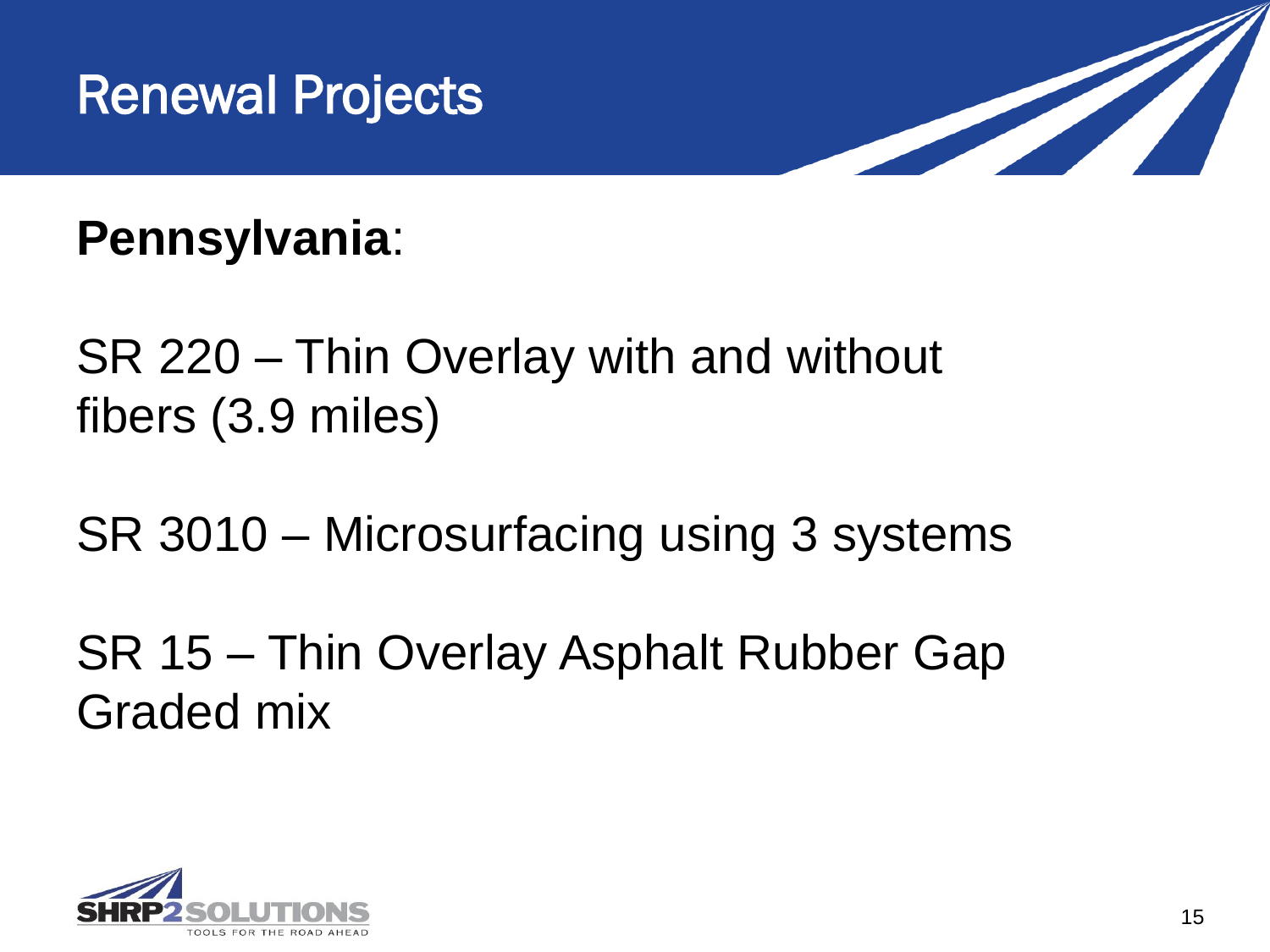# Renewal Projects

**Pennsylvania**:

SR 220 – Thin Overlay with and without fibers (3.9 miles)

SR 3010 – Microsurfacing using 3 systems

SR 15 – Thin Overlay Asphalt Rubber Gap Graded mix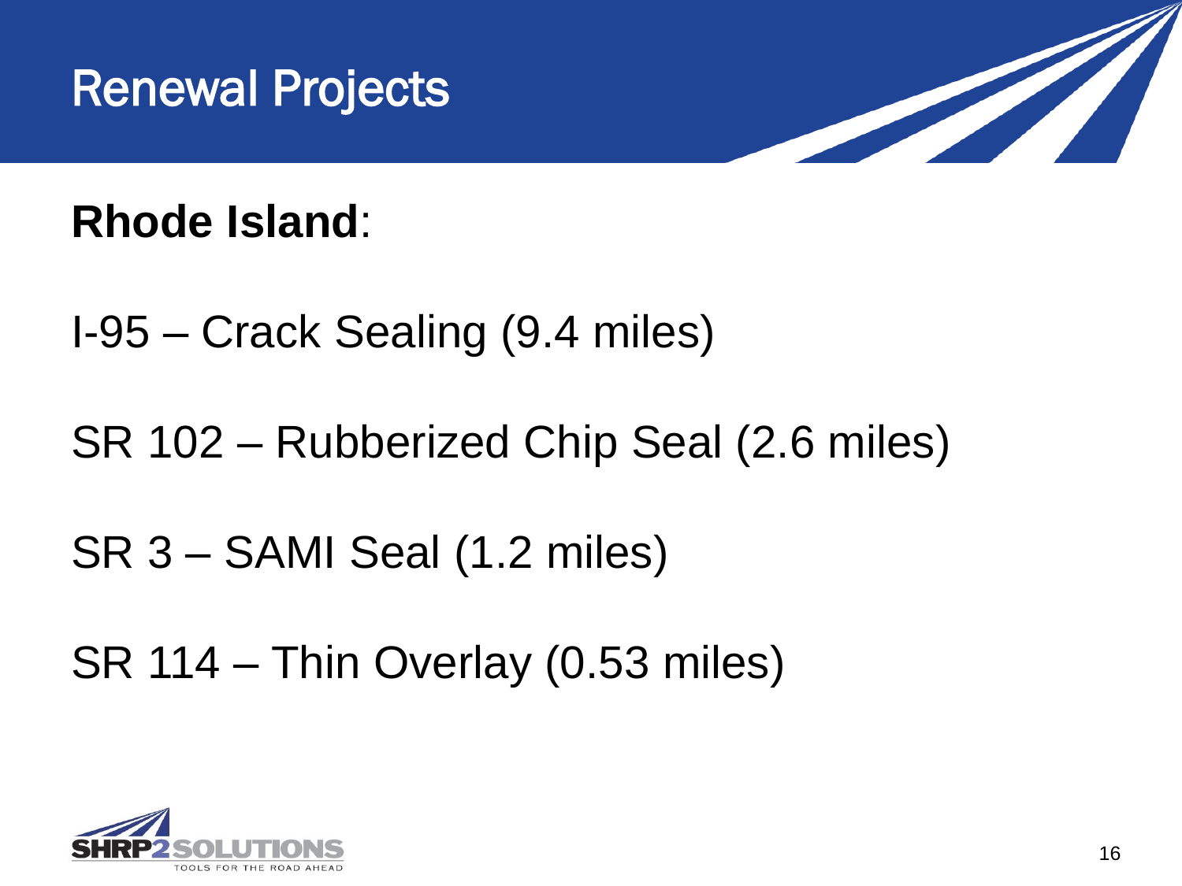# Renewal Projects

**Rhode Island**:

I-95 – Crack Sealing (9.4 miles)

SR 102 – Rubberized Chip Seal (2.6 miles)

SR 3 – SAMI Seal (1.2 miles)

SR 114 – Thin Overlay (0.53 miles)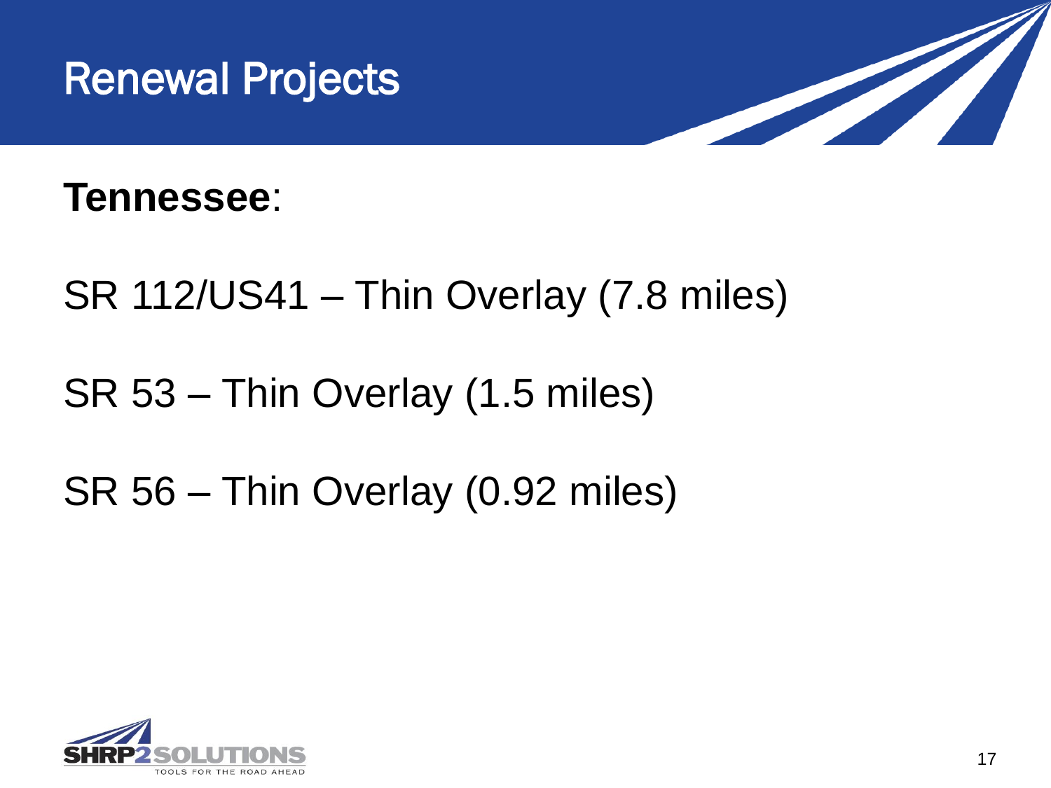# Renewal Projects

**Tennessee**:

SR 112/US41 – Thin Overlay (7.8 miles)

SR 53 – Thin Overlay (1.5 miles)

SR 56 – Thin Overlay (0.92 miles)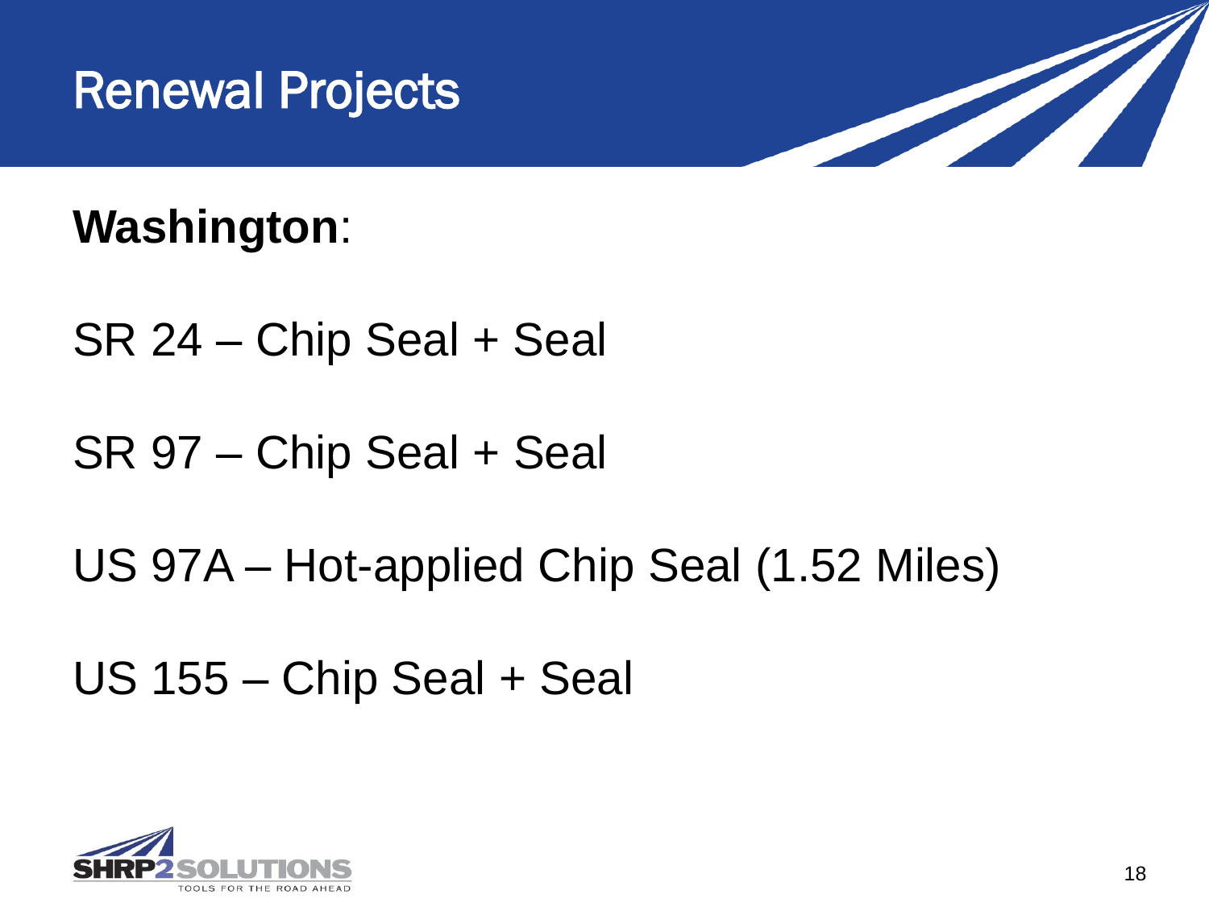# Renewal Projects

**Washington**:

SR 24 – Chip Seal + Seal

SR 97 – Chip Seal + Seal

US 97A – Hot-applied Chip Seal (1.52 Miles)

US 155 – Chip Seal + Seal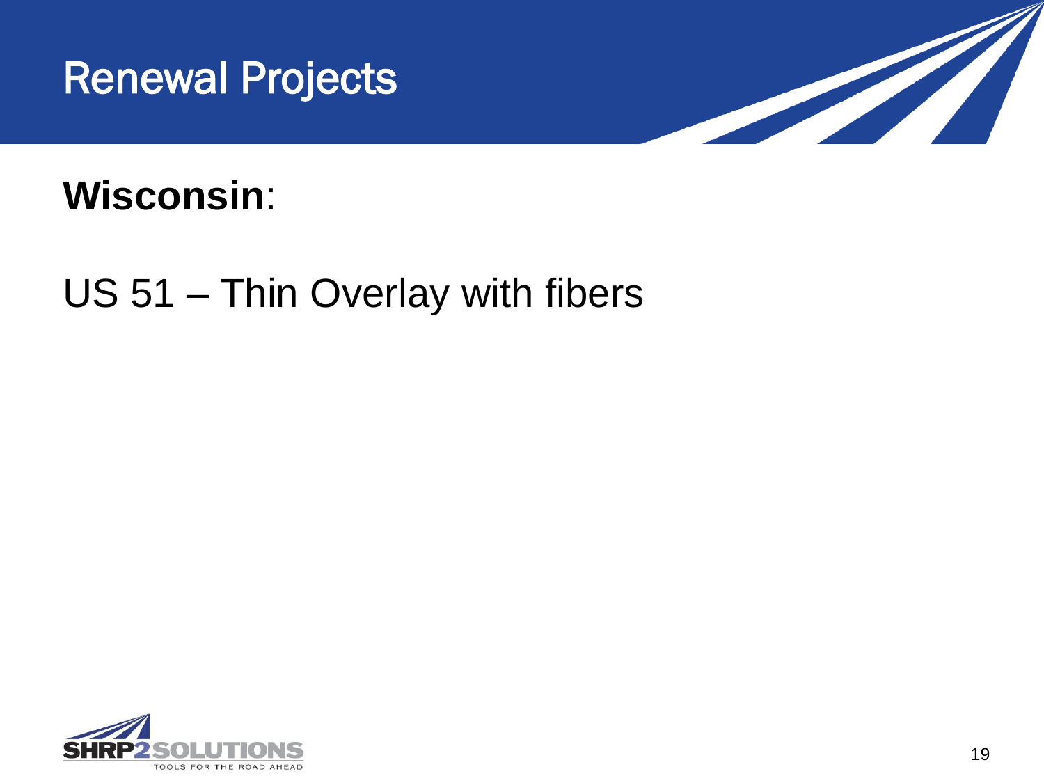# Renewal Projects

**Wisconsin**:

US 51 – Thin Overlay with fibers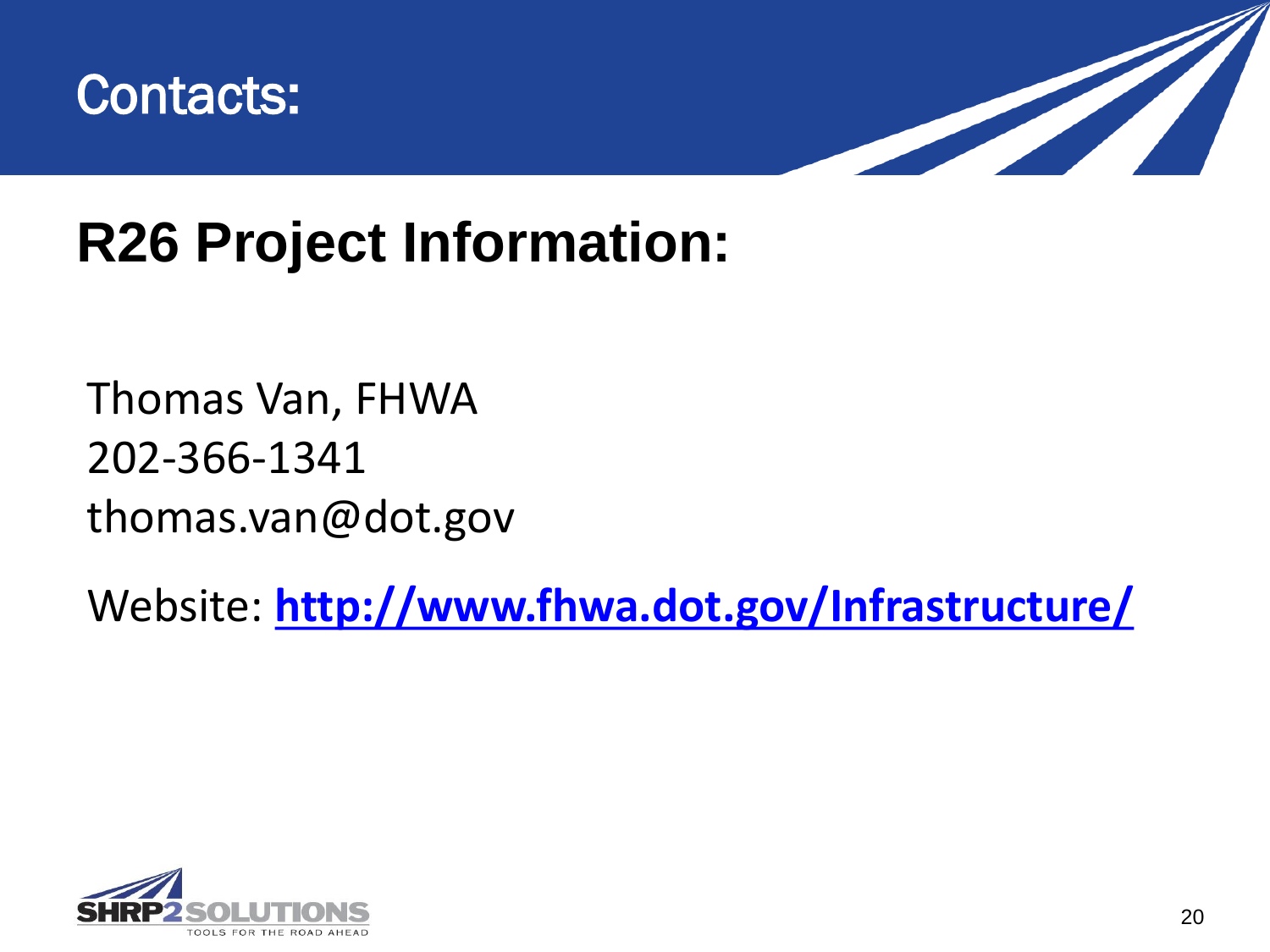# Contacts:

## R26 Project Information:

Thomas Van, FHWA
202-366-1341
thomas.van@dot.gov

Website: **http://www.fhwa.dot.gov/Infrastructure/**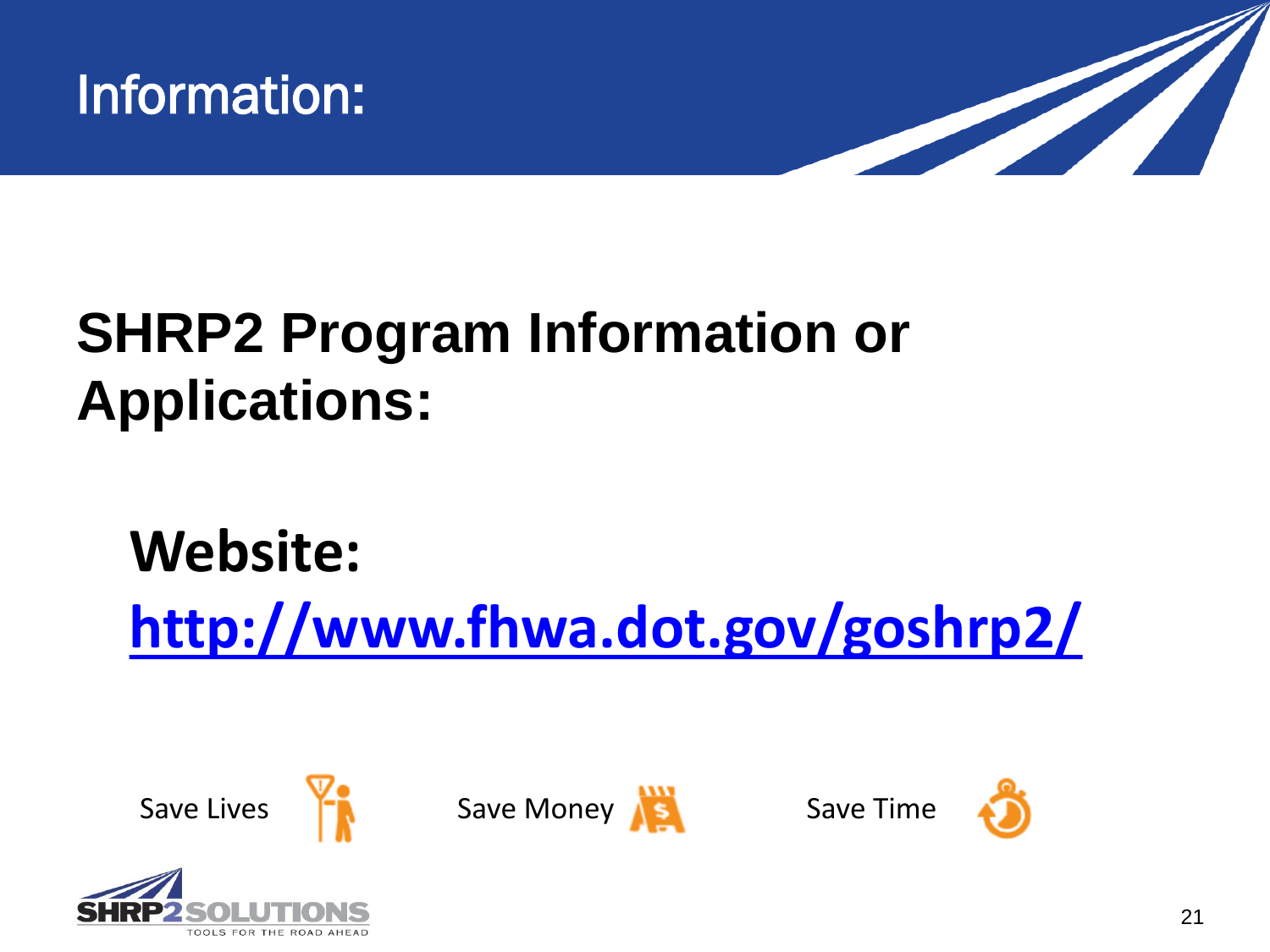# Information:

## SHRP2 Program Information or Applications:

**Website:** [http://www.fhwa.dot.gov/goshrp2/](http://www.fhwa.dot.gov/goshrp2/)

Save Lives  Save Money  Save Time

SHRP2 SOLUTIONS
TOOLS FOR THE ROAD AHEAD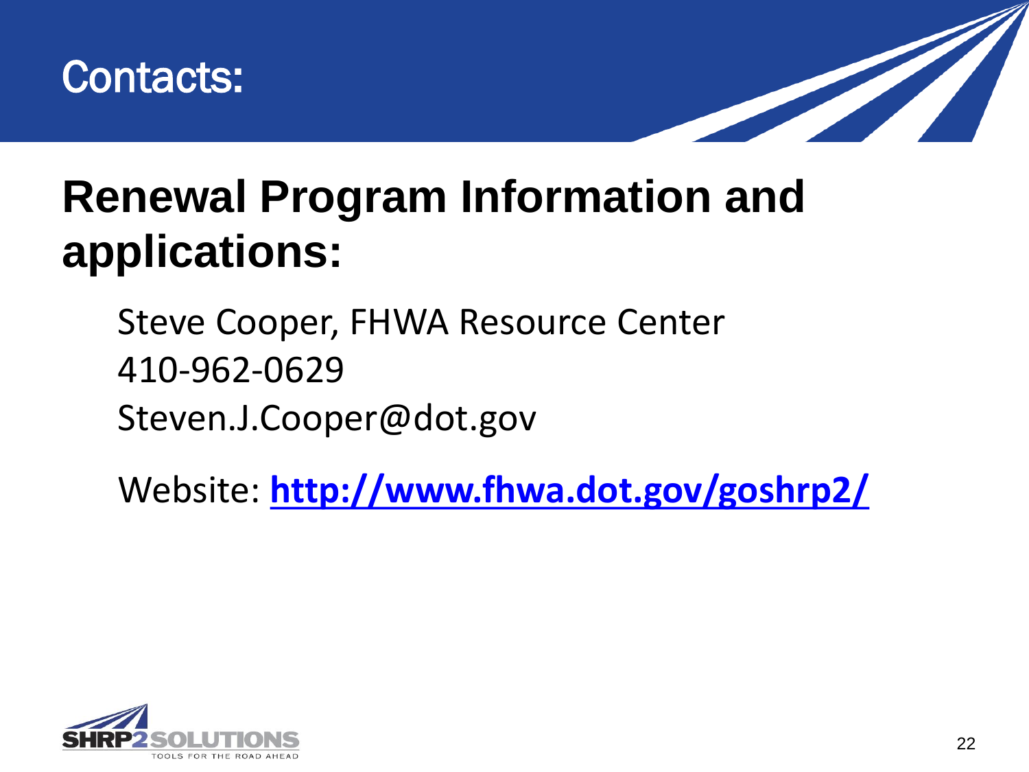# Contacts:

## Renewal Program Information and applications:

Steve Cooper, FHWA Resource Center
410-962-0629
Steven.J.Cooper@dot.gov

Website: **http://www.fhwa.dot.gov/goshrp2/**

SHRP2 SOLUTIONS
TOOLS FOR THE ROAD AHEAD